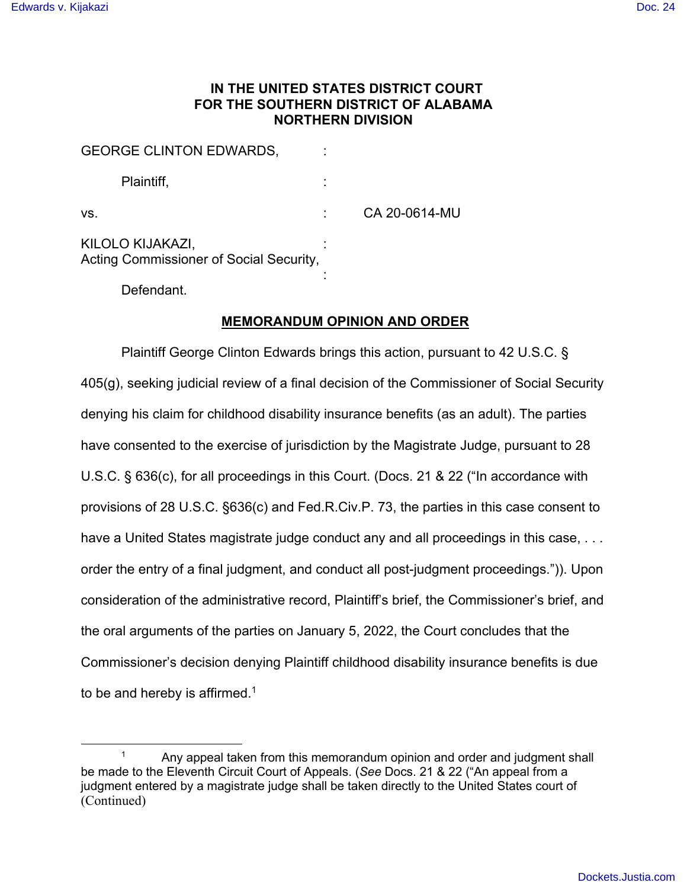**IN THE UNITED STATES DISTRICT COURT**
**FOR THE SOUTHERN DISTRICT OF ALABAMA**
**NORTHERN DIVISION**

GEORGE CLINTON EDWARDS, :

Plaintiff, :

vs. : CA 20-0614-MU

KILOLO KIJAKAZI, :
Acting Commissioner of Social Security,
:
Defendant.

## MEMORANDUM OPINION AND ORDER

Plaintiff George Clinton Edwards brings this action, pursuant to 42 U.S.C. § 405(g), seeking judicial review of a final decision of the Commissioner of Social Security denying his claim for childhood disability insurance benefits (as an adult). The parties have consented to the exercise of jurisdiction by the Magistrate Judge, pursuant to 28 U.S.C. § 636(c), for all proceedings in this Court. (Docs. 21 & 22 ("In accordance with provisions of 28 U.S.C. §636(c) and Fed.R.Civ.P. 73, the parties in this case consent to have a United States magistrate judge conduct any and all proceedings in this case, . . . order the entry of a final judgment, and conduct all post-judgment proceedings.")). Upon consideration of the administrative record, Plaintiff's brief, the Commissioner's brief, and the oral arguments of the parties on January 5, 2022, the Court concludes that the Commissioner's decision denying Plaintiff childhood disability insurance benefits is due to be and hereby is affirmed.[1]

---

[1] Any appeal taken from this memorandum opinion and order and judgment shall be made to the Eleventh Circuit Court of Appeals. (*See* Docs. 21 & 22 ("An appeal from a judgment entered by a magistrate judge shall be taken directly to the United States court of (Continued)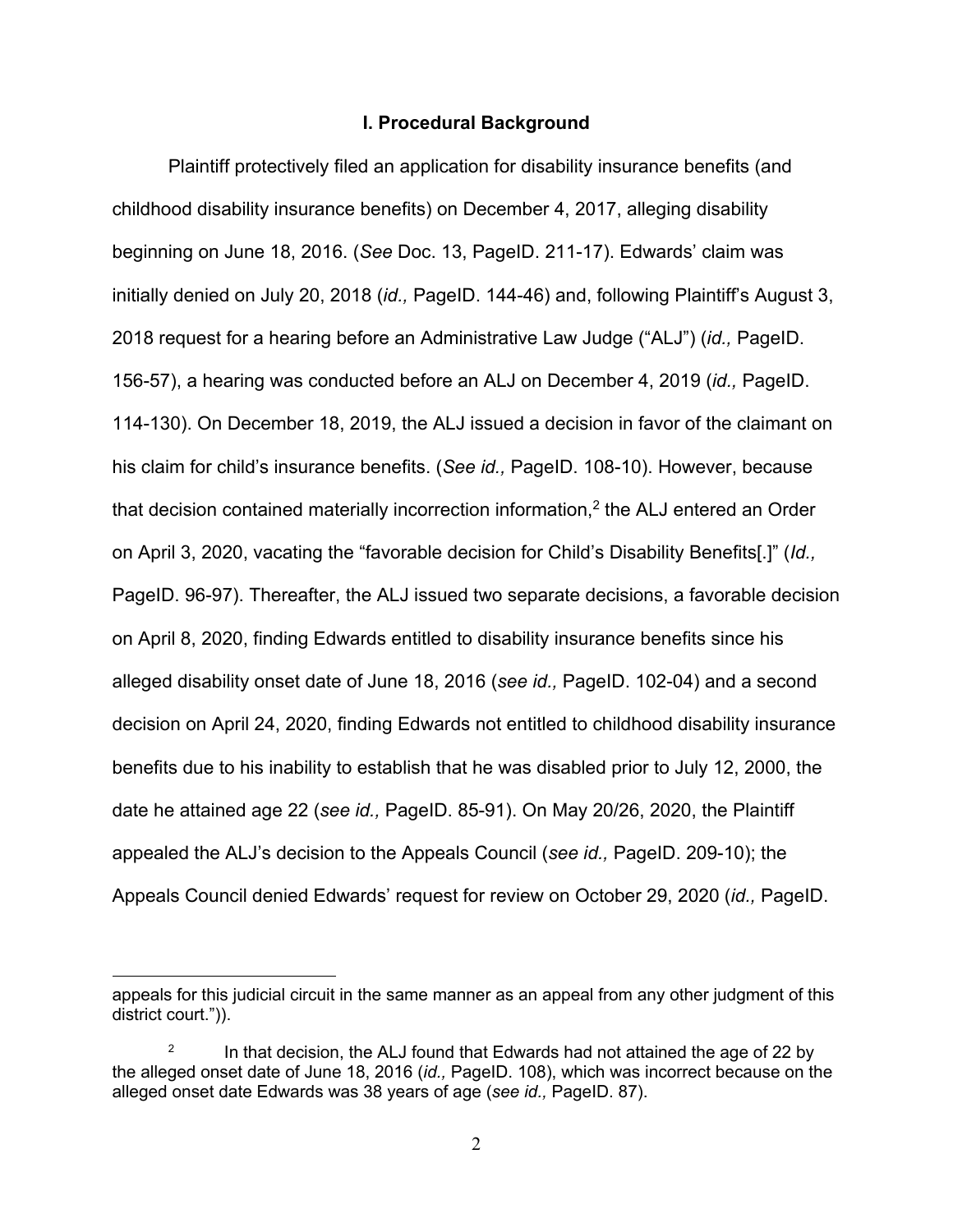## I. Procedural Background

Plaintiff protectively filed an application for disability insurance benefits (and childhood disability insurance benefits) on December 4, 2017, alleging disability beginning on June 18, 2016. (*See* Doc. 13, PageID. 211-17). Edwards' claim was initially denied on July 20, 2018 (*id.,* PageID. 144-46) and, following Plaintiff's August 3, 2018 request for a hearing before an Administrative Law Judge ("ALJ") (*id.,* PageID. 156-57), a hearing was conducted before an ALJ on December 4, 2019 (*id.,* PageID. 114-130). On December 18, 2019, the ALJ issued a decision in favor of the claimant on his claim for child's insurance benefits. (*See id.,* PageID. 108-10). However, because that decision contained materially incorrection information,[2] the ALJ entered an Order on April 3, 2020, vacating the "favorable decision for Child's Disability Benefits[.]" (*Id.,* PageID. 96-97). Thereafter, the ALJ issued two separate decisions, a favorable decision on April 8, 2020, finding Edwards entitled to disability insurance benefits since his alleged disability onset date of June 18, 2016 (*see id.,* PageID. 102-04) and a second decision on April 24, 2020, finding Edwards not entitled to childhood disability insurance benefits due to his inability to establish that he was disabled prior to July 12, 2000, the date he attained age 22 (*see id.,* PageID. 85-91). On May 20/26, 2020, the Plaintiff appealed the ALJ's decision to the Appeals Council (*see id.,* PageID. 209-10); the Appeals Council denied Edwards' request for review on October 29, 2020 (*id.,* PageID.

---

appeals for this judicial circuit in the same manner as an appeal from any other judgment of this district court.")).

[2] In that decision, the ALJ found that Edwards had not attained the age of 22 by the alleged onset date of June 18, 2016 (*id.,* PageID. 108), which was incorrect because on the alleged onset date Edwards was 38 years of age (*see id.,* PageID. 87).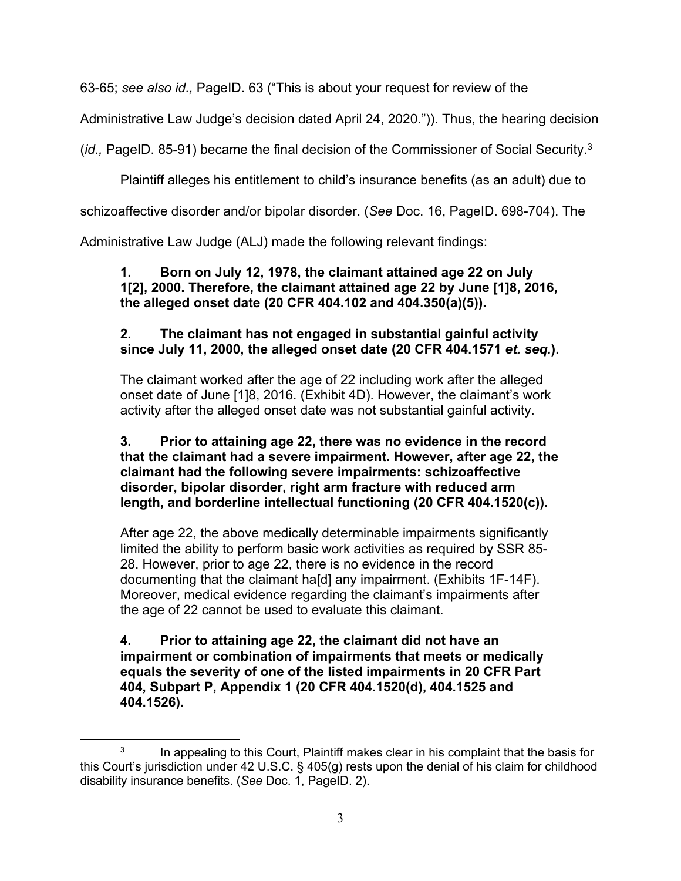63-65; *see also id.,* PageID. 63 ("This is about your request for review of the Administrative Law Judge's decision dated April 24, 2020.")). Thus, the hearing decision (*id.,* PageID. 85-91) became the final decision of the Commissioner of Social Security.[3]

Plaintiff alleges his entitlement to child's insurance benefits (as an adult) due to schizoaffective disorder and/or bipolar disorder. (*See* Doc. 16, PageID. 698-704). The Administrative Law Judge (ALJ) made the following relevant findings:

> **1. Born on July 12, 1978, the claimant attained age 22 on July 1[2], 2000. Therefore, the claimant attained age 22 by June [1]8, 2016, the alleged onset date (20 CFR 404.102 and 404.350(a)(5)).**
>
> **2. The claimant has not engaged in substantial gainful activity since July 11, 2000, the alleged onset date (20 CFR 404.1571 *et. seq.*).**
>
> The claimant worked after the age of 22 including work after the alleged onset date of June [1]8, 2016. (Exhibit 4D). However, the claimant's work activity after the alleged onset date was not substantial gainful activity.
>
> **3. Prior to attaining age 22, there was no evidence in the record that the claimant had a severe impairment. However, after age 22, the claimant had the following severe impairments: schizoaffective disorder, bipolar disorder, right arm fracture with reduced arm length, and borderline intellectual functioning (20 CFR 404.1520(c)).**
>
> After age 22, the above medically determinable impairments significantly limited the ability to perform basic work activities as required by SSR 85-28. However, prior to age 22, there is no evidence in the record documenting that the claimant ha[d] any impairment. (Exhibits 1F-14F). Moreover, medical evidence regarding the claimant's impairments after the age of 22 cannot be used to evaluate this claimant.
>
> **4. Prior to attaining age 22, the claimant did not have an impairment or combination of impairments that meets or medically equals the severity of one of the listed impairments in 20 CFR Part 404, Subpart P, Appendix 1 (20 CFR 404.1520(d), 404.1525 and 404.1526).**

---

[3] In appealing to this Court, Plaintiff makes clear in his complaint that the basis for this Court's jurisdiction under 42 U.S.C. § 405(g) rests upon the denial of his claim for childhood disability insurance benefits. (*See* Doc. 1, PageID. 2).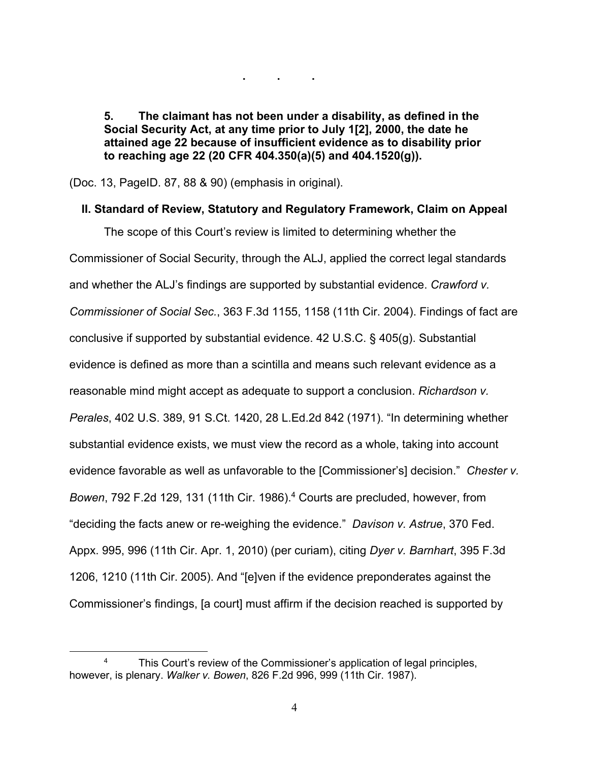. . .

**5. The claimant has not been under a disability, as defined in the Social Security Act, at any time prior to July 1[2], 2000, the date he attained age 22 because of insufficient evidence as to disability prior to reaching age 22 (20 CFR 404.350(a)(5) and 404.1520(g)).**

(Doc. 13, PageID. 87, 88 & 90) (emphasis in original).

## II. Standard of Review, Statutory and Regulatory Framework, Claim on Appeal

The scope of this Court's review is limited to determining whether the Commissioner of Social Security, through the ALJ, applied the correct legal standards and whether the ALJ's findings are supported by substantial evidence. *Crawford v. Commissioner of Social Sec.*, 363 F.3d 1155, 1158 (11th Cir. 2004). Findings of fact are conclusive if supported by substantial evidence. 42 U.S.C. § 405(g). Substantial evidence is defined as more than a scintilla and means such relevant evidence as a reasonable mind might accept as adequate to support a conclusion. *Richardson v. Perales*, 402 U.S. 389, 91 S.Ct. 1420, 28 L.Ed.2d 842 (1971). "In determining whether substantial evidence exists, we must view the record as a whole, taking into account evidence favorable as well as unfavorable to the [Commissioner's] decision." *Chester v. Bowen*, 792 F.2d 129, 131 (11th Cir. 1986).[4] Courts are precluded, however, from "deciding the facts anew or re-weighing the evidence." *Davison v. Astrue*, 370 Fed. Appx. 995, 996 (11th Cir. Apr. 1, 2010) (per curiam), citing *Dyer v. Barnhart*, 395 F.3d 1206, 1210 (11th Cir. 2005). And "[e]ven if the evidence preponderates against the Commissioner's findings, [a court] must affirm if the decision reached is supported by

[4] This Court's review of the Commissioner's application of legal principles, however, is plenary. *Walker v. Bowen*, 826 F.2d 996, 999 (11th Cir. 1987).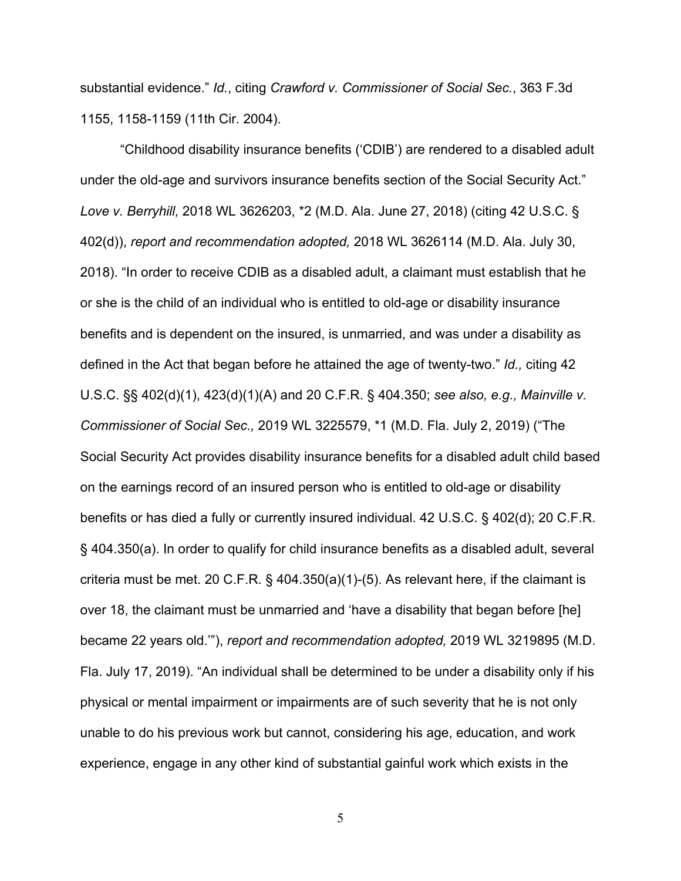substantial evidence." *Id.*, citing *Crawford v. Commissioner of Social Sec.*, 363 F.3d 1155, 1158-1159 (11th Cir. 2004).

"Childhood disability insurance benefits ('CDIB') are rendered to a disabled adult under the old-age and survivors insurance benefits section of the Social Security Act." *Love v. Berryhill,* 2018 WL 3626203, *2 (M.D. Ala. June 27, 2018) (citing 42 U.S.C. § 402(d)), *report and recommendation adopted,* 2018 WL 3626114 (M.D. Ala. July 30, 2018). "In order to receive CDIB as a disabled adult, a claimant must establish that he or she is the child of an individual who is entitled to old-age or disability insurance benefits and is dependent on the insured, is unmarried, and was under a disability as defined in the Act that began before he attained the age of twenty-two." *Id.,* citing 42 U.S.C. §§ 402(d)(1), 423(d)(1)(A) and 20 C.F.R. § 404.350; *see also, e.g., Mainville v. Commissioner of Social Sec.,* 2019 WL 3225579, *1 (M.D. Fla. July 2, 2019) ("The Social Security Act provides disability insurance benefits for a disabled adult child based on the earnings record of an insured person who is entitled to old-age or disability benefits or has died a fully or currently insured individual. 42 U.S.C. § 402(d); 20 C.F.R. § 404.350(a). In order to qualify for child insurance benefits as a disabled adult, several criteria must be met. 20 C.F.R. § 404.350(a)(1)-(5). As relevant here, if the claimant is over 18, the claimant must be unmarried and 'have a disability that began before [he] became 22 years old.'"), *report and recommendation adopted,* 2019 WL 3219895 (M.D. Fla. July 17, 2019). "An individual shall be determined to be under a disability only if his physical or mental impairment or impairments are of such severity that he is not only unable to do his previous work but cannot, considering his age, education, and work experience, engage in any other kind of substantial gainful work which exists in the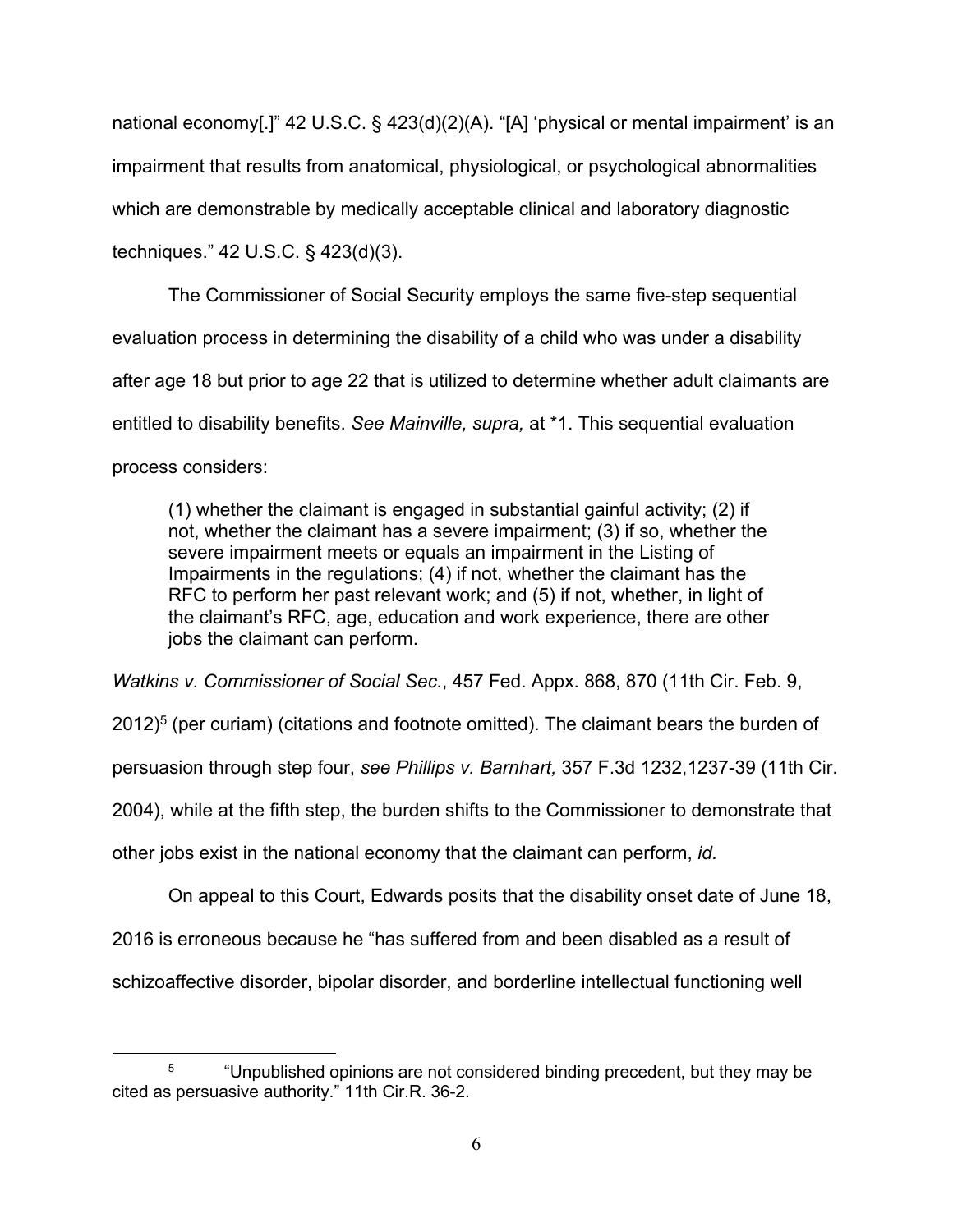national economy[.]" 42 U.S.C. § 423(d)(2)(A). "[A] 'physical or mental impairment' is an impairment that results from anatomical, physiological, or psychological abnormalities which are demonstrable by medically acceptable clinical and laboratory diagnostic techniques." 42 U.S.C. § 423(d)(3).

The Commissioner of Social Security employs the same five-step sequential evaluation process in determining the disability of a child who was under a disability after age 18 but prior to age 22 that is utilized to determine whether adult claimants are entitled to disability benefits. *See Mainville, supra,* at *1. This sequential evaluation process considers:

> (1) whether the claimant is engaged in substantial gainful activity; (2) if not, whether the claimant has a severe impairment; (3) if so, whether the severe impairment meets or equals an impairment in the Listing of Impairments in the regulations; (4) if not, whether the claimant has the RFC to perform her past relevant work; and (5) if not, whether, in light of the claimant's RFC, age, education and work experience, there are other jobs the claimant can perform.

*Watkins v. Commissioner of Social Sec.*, 457 Fed. Appx. 868, 870 (11th Cir. Feb. 9, 2012)[5] (per curiam) (citations and footnote omitted). The claimant bears the burden of persuasion through step four, *see Phillips v. Barnhart,* 357 F.3d 1232,1237-39 (11th Cir. 2004), while at the fifth step, the burden shifts to the Commissioner to demonstrate that other jobs exist in the national economy that the claimant can perform, *id.*

On appeal to this Court, Edwards posits that the disability onset date of June 18, 2016 is erroneous because he "has suffered from and been disabled as a result of schizoaffective disorder, bipolar disorder, and borderline intellectual functioning well

---

[5] "Unpublished opinions are not considered binding precedent, but they may be cited as persuasive authority." 11th Cir.R. 36-2.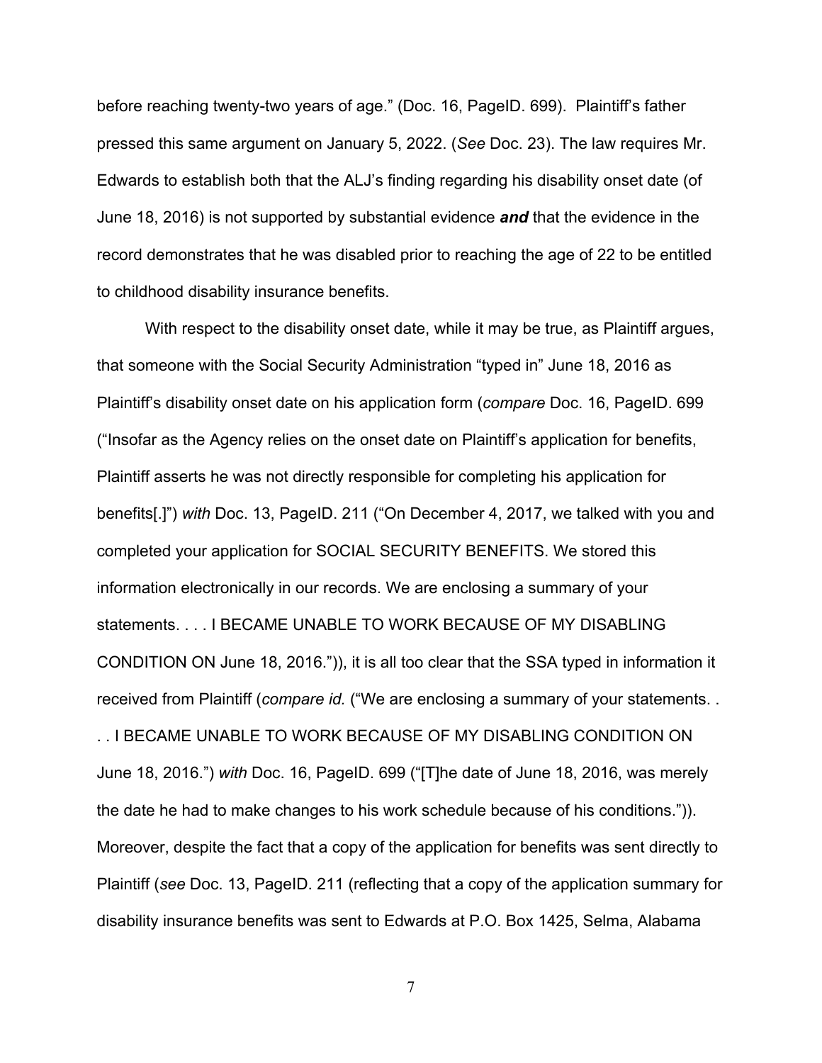before reaching twenty-two years of age." (Doc. 16, PageID. 699). Plaintiff's father pressed this same argument on January 5, 2022. (*See* Doc. 23). The law requires Mr. Edwards to establish both that the ALJ's finding regarding his disability onset date (of June 18, 2016) is not supported by substantial evidence ***and*** that the evidence in the record demonstrates that he was disabled prior to reaching the age of 22 to be entitled to childhood disability insurance benefits.

With respect to the disability onset date, while it may be true, as Plaintiff argues, that someone with the Social Security Administration "typed in" June 18, 2016 as Plaintiff's disability onset date on his application form (*compare* Doc. 16, PageID. 699 ("Insofar as the Agency relies on the onset date on Plaintiff's application for benefits, Plaintiff asserts he was not directly responsible for completing his application for benefits[.]") *with* Doc. 13, PageID. 211 ("On December 4, 2017, we talked with you and completed your application for SOCIAL SECURITY BENEFITS. We stored this information electronically in our records. We are enclosing a summary of your statements. . . . I BECAME UNABLE TO WORK BECAUSE OF MY DISABLING CONDITION ON June 18, 2016.")), it is all too clear that the SSA typed in information it received from Plaintiff (*compare id.* ("We are enclosing a summary of your statements. . . . I BECAME UNABLE TO WORK BECAUSE OF MY DISABLING CONDITION ON June 18, 2016.") *with* Doc. 16, PageID. 699 ("[T]he date of June 18, 2016, was merely the date he had to make changes to his work schedule because of his conditions.")). Moreover, despite the fact that a copy of the application for benefits was sent directly to Plaintiff (*see* Doc. 13, PageID. 211 (reflecting that a copy of the application summary for disability insurance benefits was sent to Edwards at P.O. Box 1425, Selma, Alabama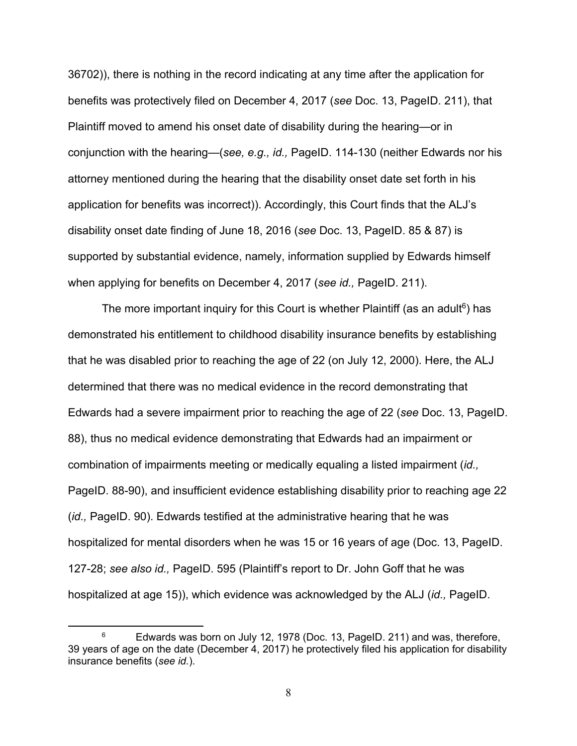36702)), there is nothing in the record indicating at any time after the application for benefits was protectively filed on December 4, 2017 (*see* Doc. 13, PageID. 211), that Plaintiff moved to amend his onset date of disability during the hearing—or in conjunction with the hearing—(*see, e.g., id.,* PageID. 114-130 (neither Edwards nor his attorney mentioned during the hearing that the disability onset date set forth in his application for benefits was incorrect)). Accordingly, this Court finds that the ALJ's disability onset date finding of June 18, 2016 (*see* Doc. 13, PageID. 85 & 87) is supported by substantial evidence, namely, information supplied by Edwards himself when applying for benefits on December 4, 2017 (*see id.,* PageID. 211).

The more important inquiry for this Court is whether Plaintiff (as an adult[6]) has demonstrated his entitlement to childhood disability insurance benefits by establishing that he was disabled prior to reaching the age of 22 (on July 12, 2000). Here, the ALJ determined that there was no medical evidence in the record demonstrating that Edwards had a severe impairment prior to reaching the age of 22 (*see* Doc. 13, PageID. 88), thus no medical evidence demonstrating that Edwards had an impairment or combination of impairments meeting or medically equaling a listed impairment (*id.,* PageID. 88-90), and insufficient evidence establishing disability prior to reaching age 22 (*id.,* PageID. 90). Edwards testified at the administrative hearing that he was hospitalized for mental disorders when he was 15 or 16 years of age (Doc. 13, PageID. 127-28; *see also id.,* PageID. 595 (Plaintiff's report to Dr. John Goff that he was hospitalized at age 15)), which evidence was acknowledged by the ALJ (*id.,* PageID.

---

[6] Edwards was born on July 12, 1978 (Doc. 13, PageID. 211) and was, therefore, 39 years of age on the date (December 4, 2017) he protectively filed his application for disability insurance benefits (*see id.*).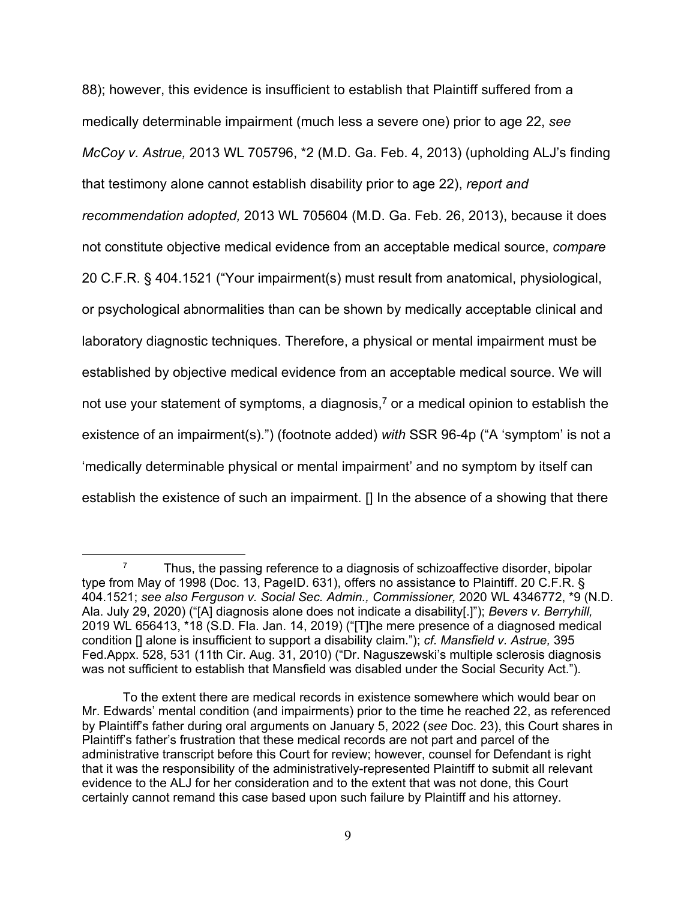88); however, this evidence is insufficient to establish that Plaintiff suffered from a medically determinable impairment (much less a severe one) prior to age 22, *see McCoy v. Astrue,* 2013 WL 705796, *2 (M.D. Ga. Feb. 4, 2013) (upholding ALJ's finding that testimony alone cannot establish disability prior to age 22), *report and recommendation adopted,* 2013 WL 705604 (M.D. Ga. Feb. 26, 2013), because it does not constitute objective medical evidence from an acceptable medical source, *compare* 20 C.F.R. § 404.1521 ("Your impairment(s) must result from anatomical, physiological, or psychological abnormalities than can be shown by medically acceptable clinical and laboratory diagnostic techniques. Therefore, a physical or mental impairment must be established by objective medical evidence from an acceptable medical source. We will not use your statement of symptoms, a diagnosis,[7] or a medical opinion to establish the existence of an impairment(s).") (footnote added) *with* SSR 96-4p ("A 'symptom' is not a 'medically determinable physical or mental impairment' and no symptom by itself can establish the existence of such an impairment. [] In the absence of a showing that there

---

[7] Thus, the passing reference to a diagnosis of schizoaffective disorder, bipolar type from May of 1998 (Doc. 13, PageID. 631), offers no assistance to Plaintiff. 20 C.F.R. § 404.1521; *see also Ferguson v. Social Sec. Admin., Commissioner,* 2020 WL 4346772, *9 (N.D. Ala. July 29, 2020) ("[A] diagnosis alone does not indicate a disability[.]"); *Bevers v. Berryhill,* 2019 WL 656413, *18 (S.D. Fla. Jan. 14, 2019) ("[T]he mere presence of a diagnosed medical condition [] alone is insufficient to support a disability claim."); *cf. Mansfield v. Astrue,* 395 Fed.Appx. 528, 531 (11th Cir. Aug. 31, 2010) ("Dr. Naguszewski's multiple sclerosis diagnosis was not sufficient to establish that Mansfield was disabled under the Social Security Act.").

To the extent there are medical records in existence somewhere which would bear on Mr. Edwards' mental condition (and impairments) prior to the time he reached 22, as referenced by Plaintiff's father during oral arguments on January 5, 2022 (*see* Doc. 23), this Court shares in Plaintiff's father's frustration that these medical records are not part and parcel of the administrative transcript before this Court for review; however, counsel for Defendant is right that it was the responsibility of the administratively-represented Plaintiff to submit all relevant evidence to the ALJ for her consideration and to the extent that was not done, this Court certainly cannot remand this case based upon such failure by Plaintiff and his attorney.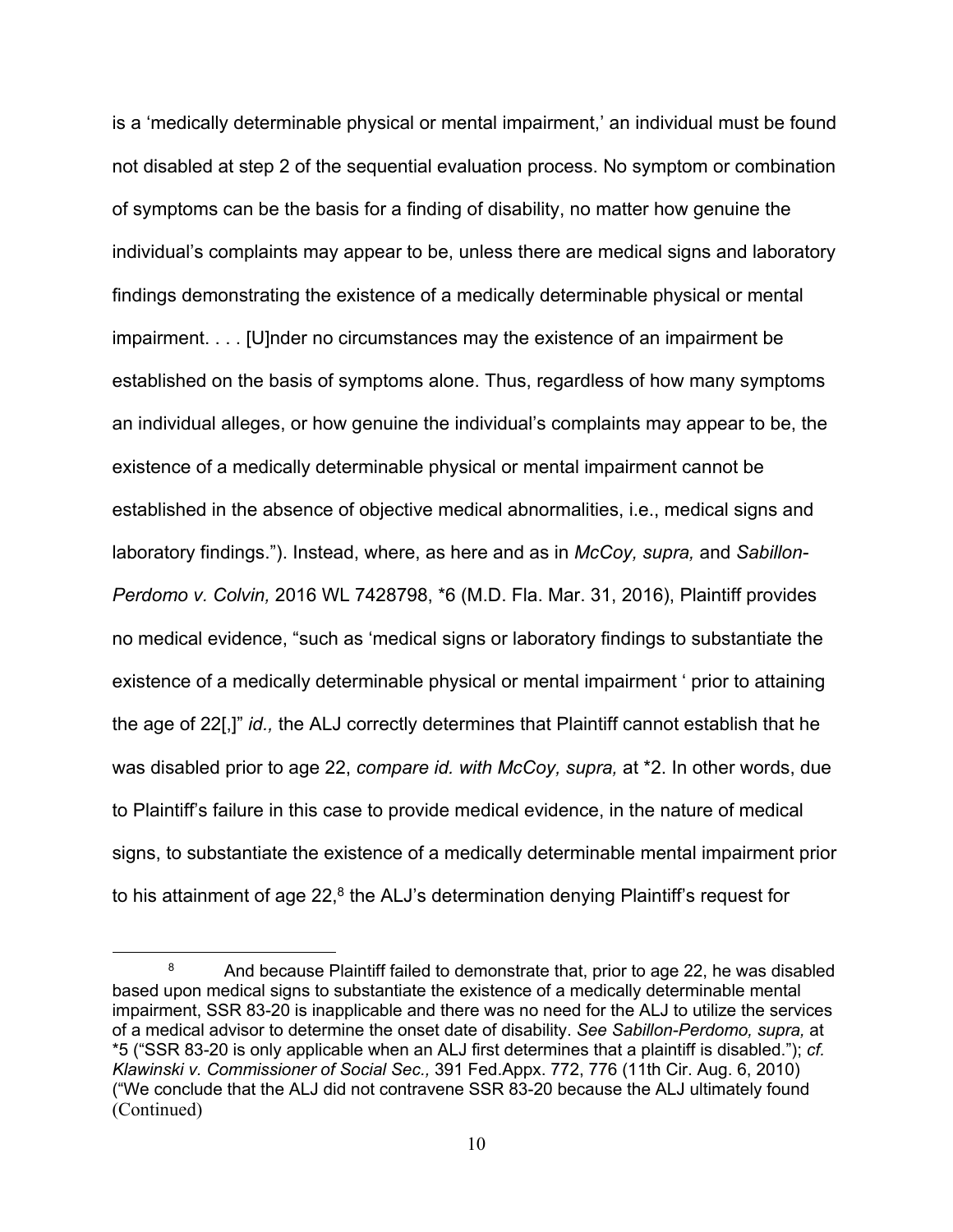is a 'medically determinable physical or mental impairment,' an individual must be found not disabled at step 2 of the sequential evaluation process. No symptom or combination of symptoms can be the basis for a finding of disability, no matter how genuine the individual's complaints may appear to be, unless there are medical signs and laboratory findings demonstrating the existence of a medically determinable physical or mental impairment. . . . [U]nder no circumstances may the existence of an impairment be established on the basis of symptoms alone. Thus, regardless of how many symptoms an individual alleges, or how genuine the individual's complaints may appear to be, the existence of a medically determinable physical or mental impairment cannot be established in the absence of objective medical abnormalities, i.e., medical signs and laboratory findings."). Instead, where, as here and as in *McCoy, supra,* and *Sabillon-Perdomo v. Colvin,* 2016 WL 7428798, *6 (M.D. Fla. Mar. 31, 2016), Plaintiff provides no medical evidence, "such as 'medical signs or laboratory findings to substantiate the existence of a medically determinable physical or mental impairment ' prior to attaining the age of 22[,]" *id.,* the ALJ correctly determines that Plaintiff cannot establish that he was disabled prior to age 22, *compare id. with McCoy, supra,* at *2. In other words, due to Plaintiff's failure in this case to provide medical evidence, in the nature of medical signs, to substantiate the existence of a medically determinable mental impairment prior to his attainment of age 22,[8] the ALJ's determination denying Plaintiff's request for

[8] And because Plaintiff failed to demonstrate that, prior to age 22, he was disabled based upon medical signs to substantiate the existence of a medically determinable mental impairment, SSR 83-20 is inapplicable and there was no need for the ALJ to utilize the services of a medical advisor to determine the onset date of disability. *See Sabillon-Perdomo, supra,* at *5 ("SSR 83-20 is only applicable when an ALJ first determines that a plaintiff is disabled."); *cf. Klawinski v. Commissioner of Social Sec.,* 391 Fed.Appx. 772, 776 (11th Cir. Aug. 6, 2010) ("We conclude that the ALJ did not contravene SSR 83-20 because the ALJ ultimately found (Continued)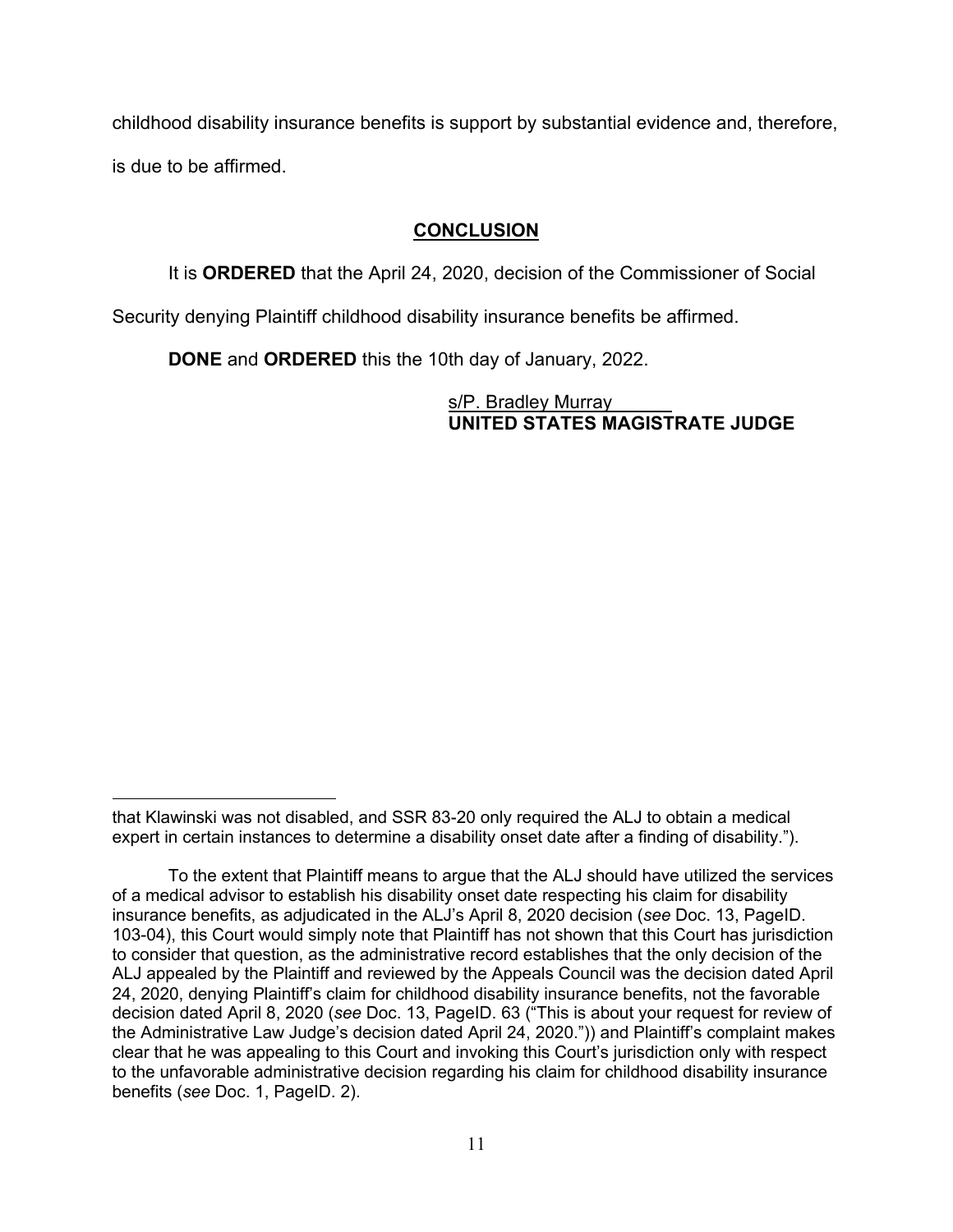childhood disability insurance benefits is support by substantial evidence and, therefore, is due to be affirmed.

## CONCLUSION

It is **ORDERED** that the April 24, 2020, decision of the Commissioner of Social Security denying Plaintiff childhood disability insurance benefits be affirmed.

**DONE** and **ORDERED** this the 10th day of January, 2022.

s/P. Bradley Murray
**UNITED STATES MAGISTRATE JUDGE**

---

that Klawinski was not disabled, and SSR 83-20 only required the ALJ to obtain a medical expert in certain instances to determine a disability onset date after a finding of disability.").

To the extent that Plaintiff means to argue that the ALJ should have utilized the services of a medical advisor to establish his disability onset date respecting his claim for disability insurance benefits, as adjudicated in the ALJ's April 8, 2020 decision (*see* Doc. 13, PageID. 103-04), this Court would simply note that Plaintiff has not shown that this Court has jurisdiction to consider that question, as the administrative record establishes that the only decision of the ALJ appealed by the Plaintiff and reviewed by the Appeals Council was the decision dated April 24, 2020, denying Plaintiff's claim for childhood disability insurance benefits, not the favorable decision dated April 8, 2020 (*see* Doc. 13, PageID. 63 ("This is about your request for review of the Administrative Law Judge's decision dated April 24, 2020.")) and Plaintiff's complaint makes clear that he was appealing to this Court and invoking this Court's jurisdiction only with respect to the unfavorable administrative decision regarding his claim for childhood disability insurance benefits (*see* Doc. 1, PageID. 2).